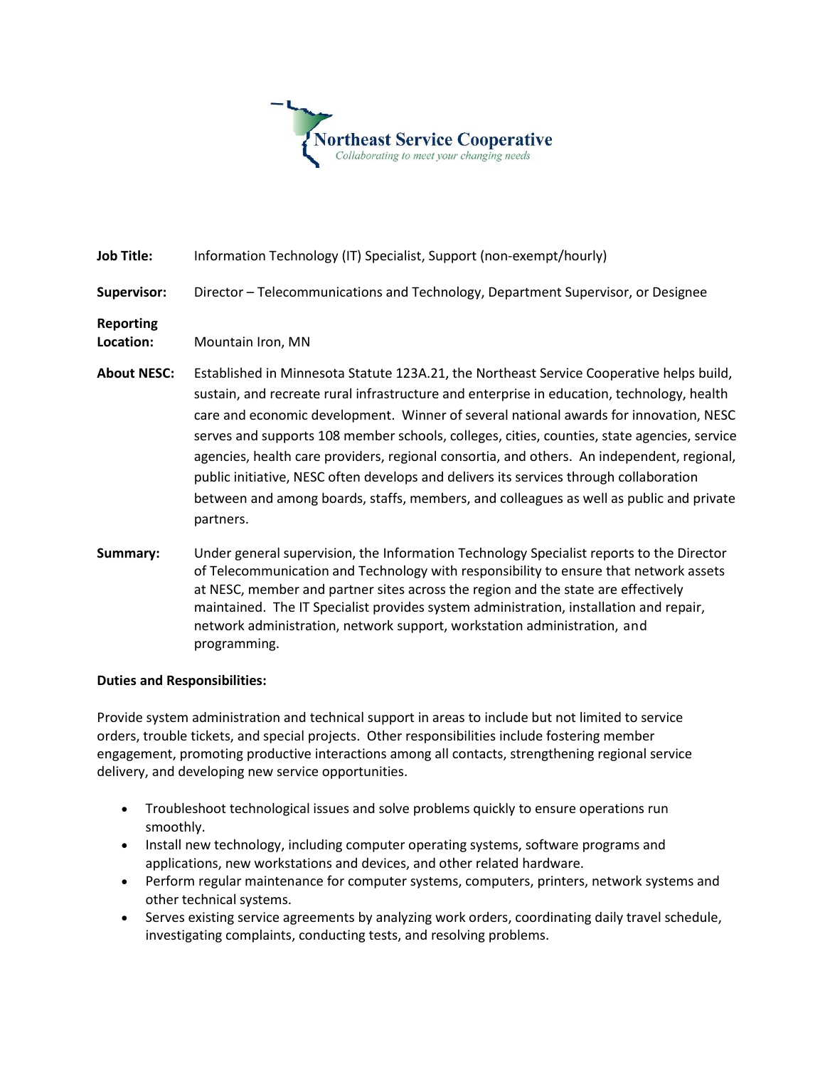**Northeast Service Cooperative**
*Collaborating to meet your changing needs*

**Job Title:** Information Technology (IT) Specialist, Support (non-exempt/hourly)

**Supervisor:** Director – Telecommunications and Technology, Department Supervisor, or Designee

**Reporting Location:** Mountain Iron, MN

**About NESC:** Established in Minnesota Statute 123A.21, the Northeast Service Cooperative helps build, sustain, and recreate rural infrastructure and enterprise in education, technology, health care and economic development. Winner of several national awards for innovation, NESC serves and supports 108 member schools, colleges, cities, counties, state agencies, service agencies, health care providers, regional consortia, and others. An independent, regional, public initiative, NESC often develops and delivers its services through collaboration between and among boards, staffs, members, and colleagues as well as public and private partners.

**Summary:** Under general supervision, the Information Technology Specialist reports to the Director of Telecommunication and Technology with responsibility to ensure that network assets at NESC, member and partner sites across the region and the state are effectively maintained. The IT Specialist provides system administration, installation and repair, network administration, network support, workstation administration, and programming.

**Duties and Responsibilities:**

Provide system administration and technical support in areas to include but not limited to service orders, trouble tickets, and special projects. Other responsibilities include fostering member engagement, promoting productive interactions among all contacts, strengthening regional service delivery, and developing new service opportunities.

- Troubleshoot technological issues and solve problems quickly to ensure operations run smoothly.
- Install new technology, including computer operating systems, software programs and applications, new workstations and devices, and other related hardware.
- Perform regular maintenance for computer systems, computers, printers, network systems and other technical systems.
- Serves existing service agreements by analyzing work orders, coordinating daily travel schedule, investigating complaints, conducting tests, and resolving problems.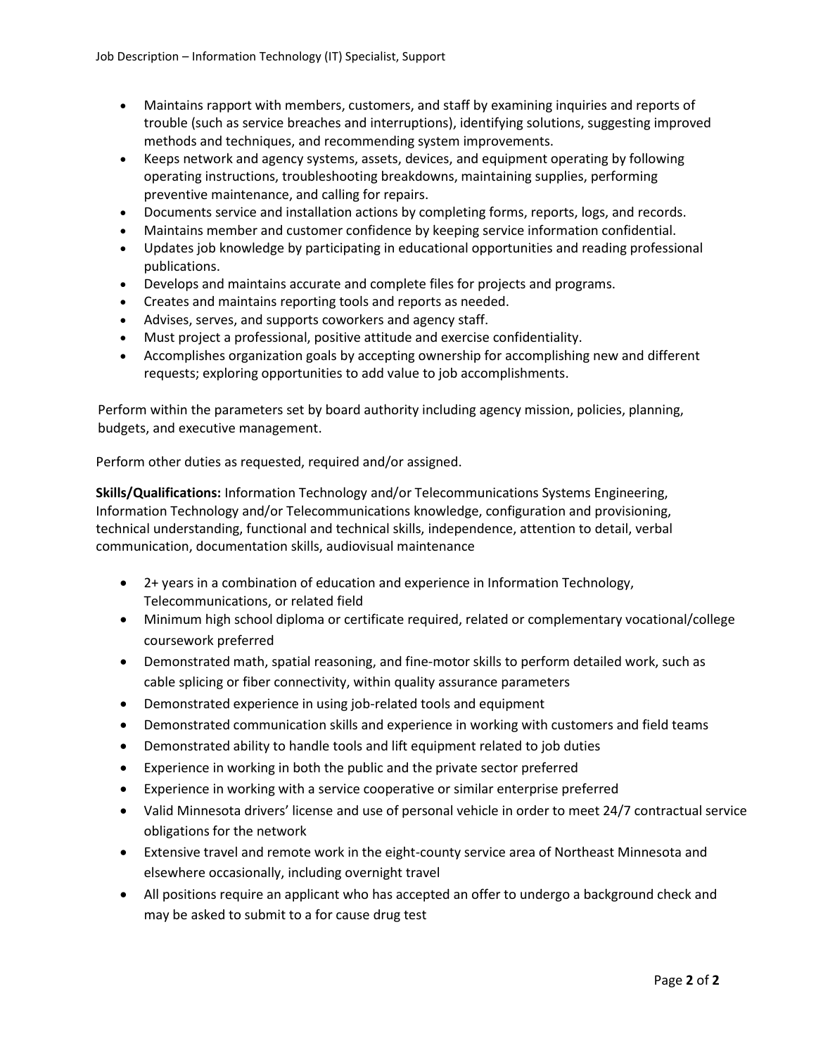- Maintains rapport with members, customers, and staff by examining inquiries and reports of trouble (such as service breaches and interruptions), identifying solutions, suggesting improved methods and techniques, and recommending system improvements.
- Keeps network and agency systems, assets, devices, and equipment operating by following operating instructions, troubleshooting breakdowns, maintaining supplies, performing preventive maintenance, and calling for repairs.
- Documents service and installation actions by completing forms, reports, logs, and records.
- Maintains member and customer confidence by keeping service information confidential.
- Updates job knowledge by participating in educational opportunities and reading professional publications.
- Develops and maintains accurate and complete files for projects and programs.
- Creates and maintains reporting tools and reports as needed.
- Advises, serves, and supports coworkers and agency staff.
- Must project a professional, positive attitude and exercise confidentiality.
- Accomplishes organization goals by accepting ownership for accomplishing new and different requests; exploring opportunities to add value to job accomplishments.

Perform within the parameters set by board authority including agency mission, policies, planning, budgets, and executive management.

Perform other duties as requested, required and/or assigned.

**Skills/Qualifications:** Information Technology and/or Telecommunications Systems Engineering, Information Technology and/or Telecommunications knowledge, configuration and provisioning, technical understanding, functional and technical skills, independence, attention to detail, verbal communication, documentation skills, audiovisual maintenance

- 2+ years in a combination of education and experience in Information Technology, Telecommunications, or related field
- Minimum high school diploma or certificate required, related or complementary vocational/college coursework preferred
- Demonstrated math, spatial reasoning, and fine-motor skills to perform detailed work, such as cable splicing or fiber connectivity, within quality assurance parameters
- Demonstrated experience in using job-related tools and equipment
- Demonstrated communication skills and experience in working with customers and field teams
- Demonstrated ability to handle tools and lift equipment related to job duties
- Experience in working in both the public and the private sector preferred
- Experience in working with a service cooperative or similar enterprise preferred
- Valid Minnesota drivers' license and use of personal vehicle in order to meet 24/7 contractual service obligations for the network
- Extensive travel and remote work in the eight-county service area of Northeast Minnesota and elsewhere occasionally, including overnight travel
- All positions require an applicant who has accepted an offer to undergo a background check and may be asked to submit to a for cause drug test